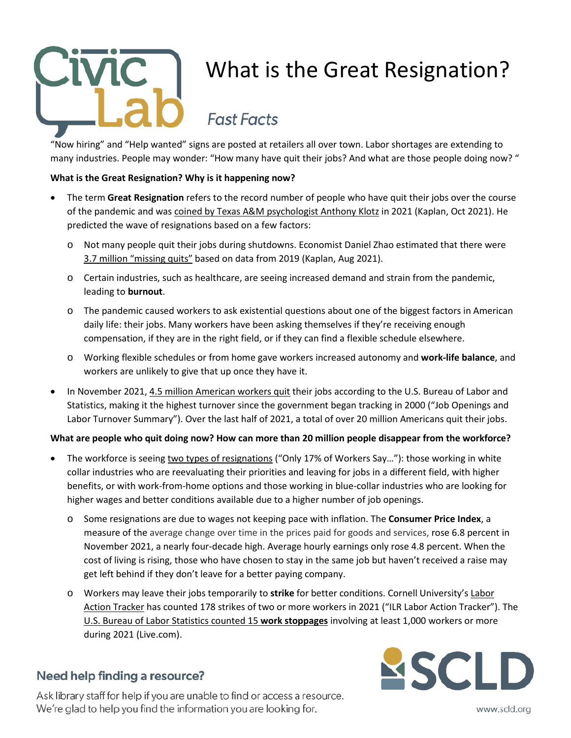# What is the Great Resignation?

## *Fast Facts*

"Now hiring" and "Help wanted" signs are posted at retailers all over town. Labor shortages are extending to many industries. People may wonder: "How many have quit their jobs? And what are those people doing now? "

**What is the Great Resignation? Why is it happening now?**

- The term **Great Resignation** refers to the record number of people who have quit their jobs over the course of the pandemic and was coined by Texas A&M psychologist Anthony Klotz in 2021 (Kaplan, Oct 2021). He predicted the wave of resignations based on a few factors:
  - Not many people quit their jobs during shutdowns. Economist Daniel Zhao estimated that there were 3.7 million "missing quits" based on data from 2019 (Kaplan, Aug 2021).
  - Certain industries, such as healthcare, are seeing increased demand and strain from the pandemic, leading to **burnout**.
  - The pandemic caused workers to ask existential questions about one of the biggest factors in American daily life: their jobs. Many workers have been asking themselves if they're receiving enough compensation, if they are in the right field, or if they can find a flexible schedule elsewhere.
  - Working flexible schedules or from home gave workers increased autonomy and **work-life balance**, and workers are unlikely to give that up once they have it.
- In November 2021, 4.5 million American workers quit their jobs according to the U.S. Bureau of Labor and Statistics, making it the highest turnover since the government began tracking in 2000 ("Job Openings and Labor Turnover Summary"). Over the last half of 2021, a total of over 20 million Americans quit their jobs.

**What are people who quit doing now? How can more than 20 million people disappear from the workforce?**

- The workforce is seeing two types of resignations ("Only 17% of Workers Say…"): those working in white collar industries who are reevaluating their priorities and leaving for jobs in a different field, with higher benefits, or with work-from-home options and those working in blue-collar industries who are looking for higher wages and better conditions available due to a higher number of job openings.
  - Some resignations are due to wages not keeping pace with inflation. The **Consumer Price Index**, a measure of the average change over time in the prices paid for goods and services, rose 6.8 percent in November 2021, a nearly four-decade high. Average hourly earnings only rose 4.8 percent. When the cost of living is rising, those who have chosen to stay in the same job but haven't received a raise may get left behind if they don't leave for a better paying company.
  - Workers may leave their jobs temporarily to **strike** for better conditions. Cornell University's Labor Action Tracker has counted 178 strikes of two or more workers in 2021 ("ILR Labor Action Tracker"). The U.S. Bureau of Labor Statistics counted 15 **work stoppages** involving at least 1,000 workers or more during 2021 (Live.com).

**Need help finding a resource?**

Ask library staff for help if you are unable to find or access a resource. We're glad to help you find the information you are looking for.

www.scld.org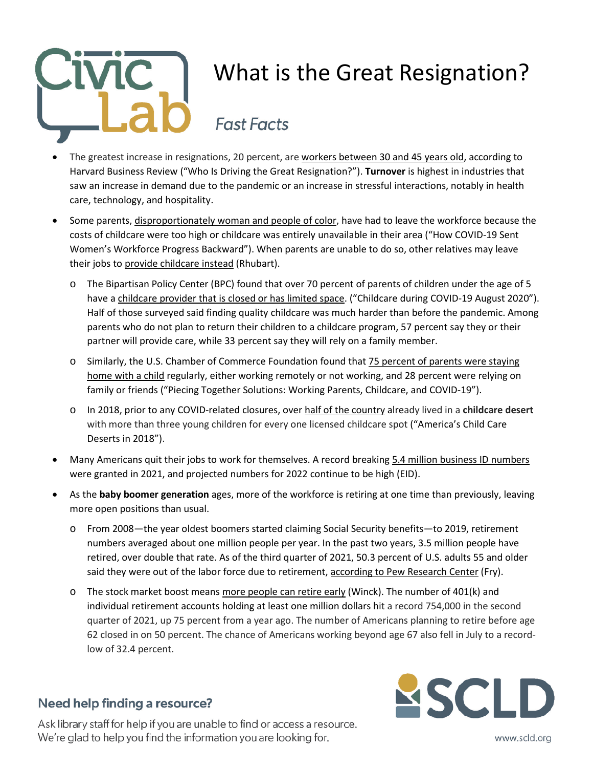# What is the Great Resignation?

## *Fast Facts*

- The greatest increase in resignations, 20 percent, are workers between 30 and 45 years old, according to Harvard Business Review ("Who Is Driving the Great Resignation?"). **Turnover** is highest in industries that saw an increase in demand due to the pandemic or an increase in stressful interactions, notably in health care, technology, and hospitality.
- Some parents, disproportionately woman and people of color, have had to leave the workforce because the costs of childcare were too high or childcare was entirely unavailable in their area ("How COVID-19 Sent Women's Workforce Progress Backward"). When parents are unable to do so, other relatives may leave their jobs to provide childcare instead (Rhubart).
    - The Bipartisan Policy Center (BPC) found that over 70 percent of parents of children under the age of 5 have a childcare provider that is closed or has limited space. ("Childcare during COVID-19 August 2020"). Half of those surveyed said finding quality childcare was much harder than before the pandemic. Among parents who do not plan to return their children to a childcare program, 57 percent say they or their partner will provide care, while 33 percent say they will rely on a family member.
    - Similarly, the U.S. Chamber of Commerce Foundation found that 75 percent of parents were staying home with a child regularly, either working remotely or not working, and 28 percent were relying on family or friends ("Piecing Together Solutions: Working Parents, Childcare, and COVID-19").
    - In 2018, prior to any COVID-related closures, over half of the country already lived in a **childcare desert** with more than three young children for every one licensed childcare spot ("America's Child Care Deserts in 2018").
- Many Americans quit their jobs to work for themselves. A record breaking 5.4 million business ID numbers were granted in 2021, and projected numbers for 2022 continue to be high (EID).
- As the **baby boomer generation** ages, more of the workforce is retiring at one time than previously, leaving more open positions than usual.
    - From 2008—the year oldest boomers started claiming Social Security benefits—to 2019, retirement numbers averaged about one million people per year. In the past two years, 3.5 million people have retired, over double that rate. As of the third quarter of 2021, 50.3 percent of U.S. adults 55 and older said they were out of the labor force due to retirement, according to Pew Research Center (Fry).
    - The stock market boost means more people can retire early (Winck). The number of 401(k) and individual retirement accounts holding at least one million dollars hit a record 754,000 in the second quarter of 2021, up 75 percent from a year ago. The number of Americans planning to retire before age 62 closed in on 50 percent. The chance of Americans working beyond age 67 also fell in July to a record-low of 32.4 percent.

**Need help finding a resource?**

Ask library staff for help if you are unable to find or access a resource. We're glad to help you find the information you are looking for.

www.scld.org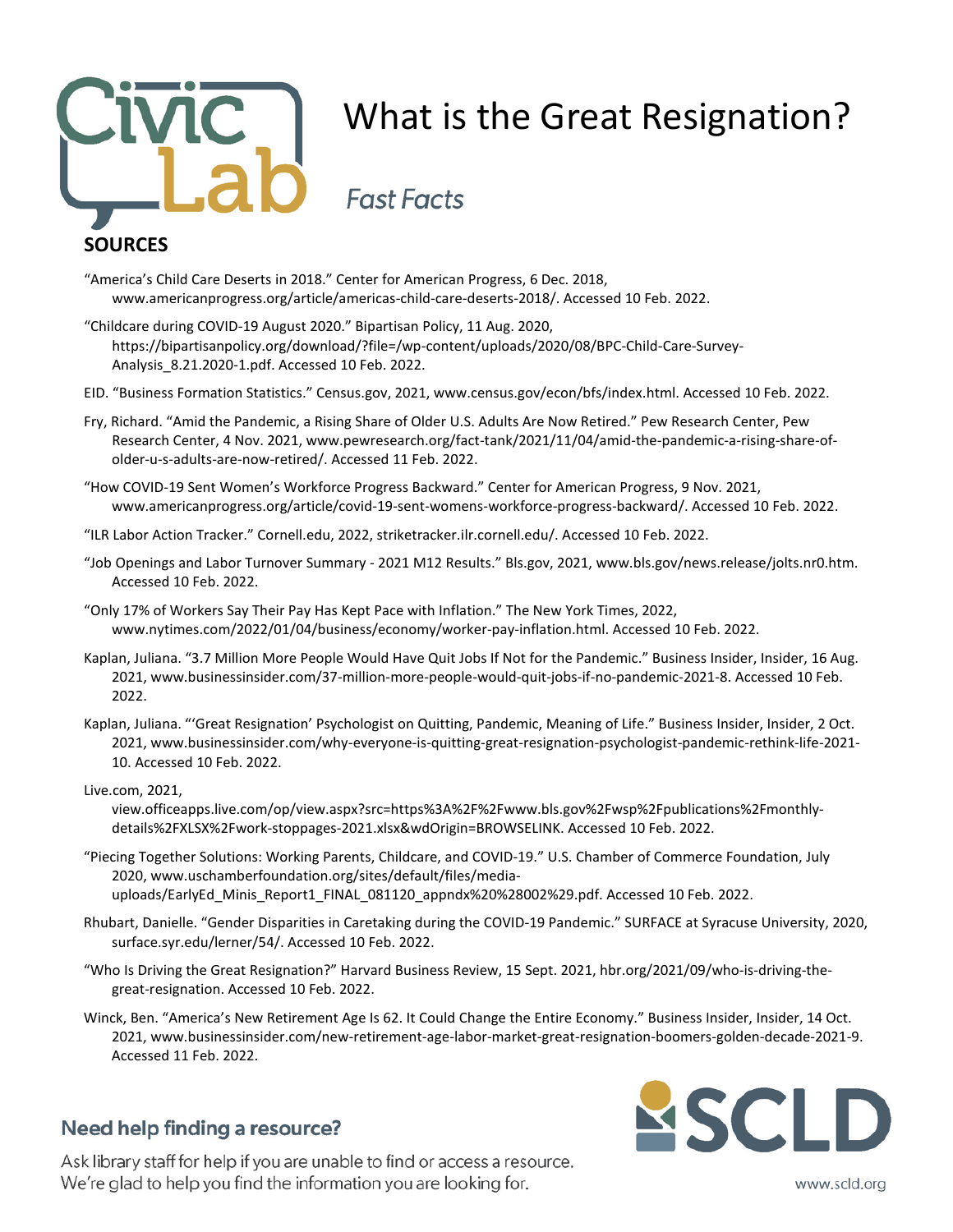# What is the Great Resignation?

*Fast Facts*

## SOURCES

"America's Child Care Deserts in 2018." Center for American Progress, 6 Dec. 2018, www.americanprogress.org/article/americas-child-care-deserts-2018/. Accessed 10 Feb. 2022.

"Childcare during COVID-19 August 2020." Bipartisan Policy, 11 Aug. 2020, https://bipartisanpolicy.org/download/?file=/wp-content/uploads/2020/08/BPC-Child-Care-Survey-Analysis_8.21.2020-1.pdf. Accessed 10 Feb. 2022.

EID. "Business Formation Statistics." Census.gov, 2021, www.census.gov/econ/bfs/index.html. Accessed 10 Feb. 2022.

Fry, Richard. "Amid the Pandemic, a Rising Share of Older U.S. Adults Are Now Retired." Pew Research Center, Pew Research Center, 4 Nov. 2021, www.pewresearch.org/fact-tank/2021/11/04/amid-the-pandemic-a-rising-share-of-older-u-s-adults-are-now-retired/. Accessed 11 Feb. 2022.

"How COVID-19 Sent Women's Workforce Progress Backward." Center for American Progress, 9 Nov. 2021, www.americanprogress.org/article/covid-19-sent-womens-workforce-progress-backward/. Accessed 10 Feb. 2022.

"ILR Labor Action Tracker." Cornell.edu, 2022, striketracker.ilr.cornell.edu/. Accessed 10 Feb. 2022.

"Job Openings and Labor Turnover Summary - 2021 M12 Results." Bls.gov, 2021, www.bls.gov/news.release/jolts.nr0.htm. Accessed 10 Feb. 2022.

"Only 17% of Workers Say Their Pay Has Kept Pace with Inflation." The New York Times, 2022, www.nytimes.com/2022/01/04/business/economy/worker-pay-inflation.html. Accessed 10 Feb. 2022.

Kaplan, Juliana. "3.7 Million More People Would Have Quit Jobs If Not for the Pandemic." Business Insider, Insider, 16 Aug. 2021, www.businessinsider.com/37-million-more-people-would-quit-jobs-if-no-pandemic-2021-8. Accessed 10 Feb. 2022.

Kaplan, Juliana. "'Great Resignation' Psychologist on Quitting, Pandemic, Meaning of Life." Business Insider, Insider, 2 Oct. 2021, www.businessinsider.com/why-everyone-is-quitting-great-resignation-psychologist-pandemic-rethink-life-2021-10. Accessed 10 Feb. 2022.

Live.com, 2021, view.officeapps.live.com/op/view.aspx?src=https%3A%2F%2Fwww.bls.gov%2Fwsp%2Fpublications%2Fmonthly-details%2FXLSX%2Fwork-stoppages-2021.xlsx&wdOrigin=BROWSELINK. Accessed 10 Feb. 2022.

"Piecing Together Solutions: Working Parents, Childcare, and COVID-19." U.S. Chamber of Commerce Foundation, July 2020, www.uschamberfoundation.org/sites/default/files/media-uploads/EarlyEd_Minis_Report1_FINAL_081120_appndx%20%28002%29.pdf. Accessed 10 Feb. 2022.

Rhubart, Danielle. "Gender Disparities in Caretaking during the COVID-19 Pandemic." SURFACE at Syracuse University, 2020, surface.syr.edu/lerner/54/. Accessed 10 Feb. 2022.

"Who Is Driving the Great Resignation?" Harvard Business Review, 15 Sept. 2021, hbr.org/2021/09/who-is-driving-the-great-resignation. Accessed 10 Feb. 2022.

Winck, Ben. "America's New Retirement Age Is 62. It Could Change the Entire Economy." Business Insider, Insider, 14 Oct. 2021, www.businessinsider.com/new-retirement-age-labor-market-great-resignation-boomers-golden-decade-2021-9. Accessed 11 Feb. 2022.

### Need help finding a resource?

Ask library staff for help if you are unable to find or access a resource. We're glad to help you find the information you are looking for.

SCLD

www.scld.org